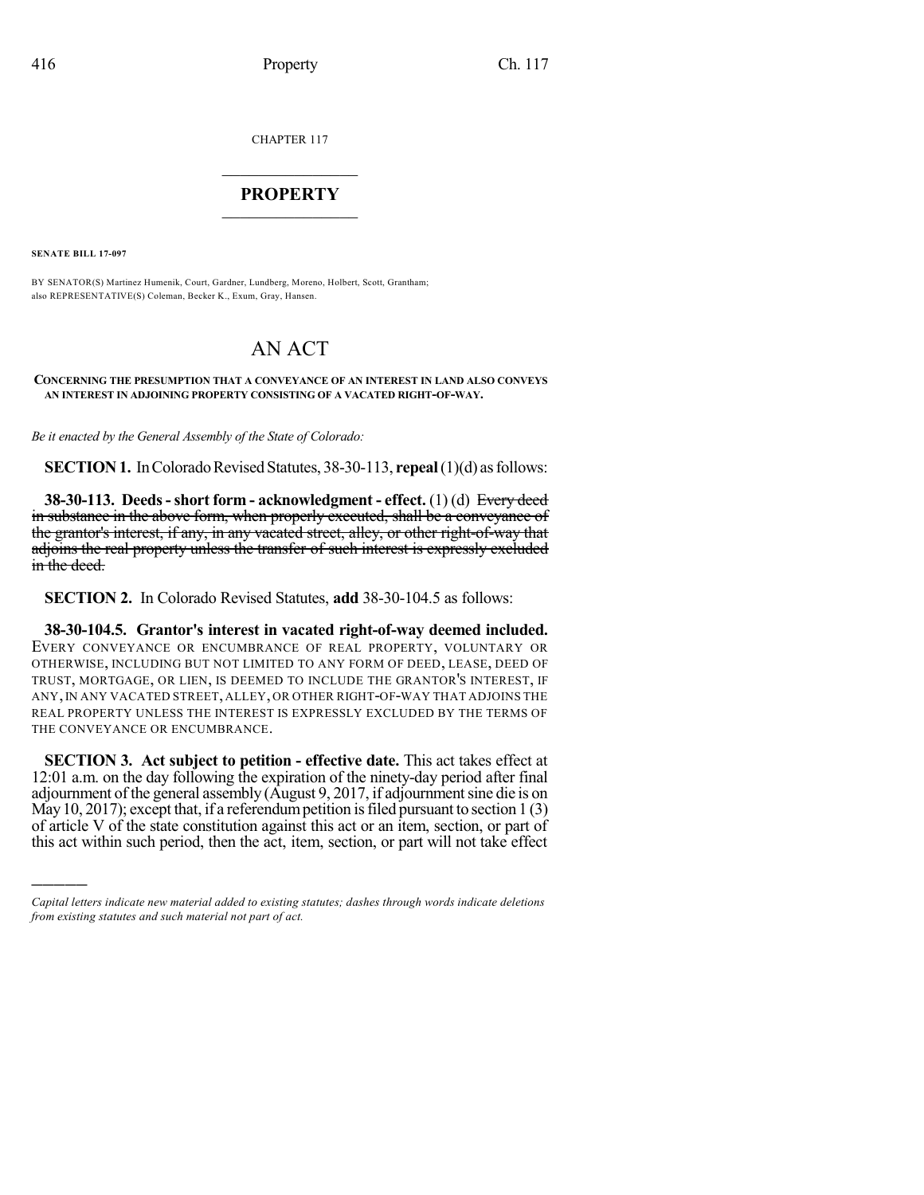CHAPTER 117

# PROPERTY

**SENATE BILL 17-097**

BY SENATOR(S) Martinez Humenik, Court, Gardner, Lundberg, Moreno, Holbert, Scott, Grantham; also REPRESENTATIVE(S) Coleman, Becker K., Exum, Gray, Hansen.

# AN ACT

**CONCERNING THE PRESUMPTION THAT A CONVEYANCE OF AN INTEREST IN LAND ALSO CONVEYS AN INTEREST IN ADJOINING PROPERTY CONSISTING OF A VACATED RIGHT-OF-WAY.**

*Be it enacted by the General Assembly of the State of Colorado:*

**SECTION 1.** In Colorado Revised Statutes, 38-30-113, **repeal** (1)(d) as follows:

**38-30-113. Deeds - short form - acknowledgment - effect.** (1) (d) ~~Every deed in substance in the above form, when properly executed, shall be a conveyance of the grantor's interest, if any, in any vacated street, alley, or other right-of-way that adjoins the real property unless the transfer of such interest is expressly excluded in the deed.~~

**SECTION 2.** In Colorado Revised Statutes, **add** 38-30-104.5 as follows:

**38-30-104.5. Grantor's interest in vacated right-of-way deemed included.** EVERY CONVEYANCE OR ENCUMBRANCE OF REAL PROPERTY, VOLUNTARY OR OTHERWISE, INCLUDING BUT NOT LIMITED TO ANY FORM OF DEED, LEASE, DEED OF TRUST, MORTGAGE, OR LIEN, IS DEEMED TO INCLUDE THE GRANTOR'S INTEREST, IF ANY, IN ANY VACATED STREET, ALLEY, OR OTHER RIGHT-OF-WAY THAT ADJOINS THE REAL PROPERTY UNLESS THE INTEREST IS EXPRESSLY EXCLUDED BY THE TERMS OF THE CONVEYANCE OR ENCUMBRANCE.

**SECTION 3. Act subject to petition - effective date.** This act takes effect at 12:01 a.m. on the day following the expiration of the ninety-day period after final adjournment of the general assembly (August 9, 2017, if adjournment sine die is on May 10, 2017); except that, if a referendum petition is filed pursuant to section 1 (3) of article V of the state constitution against this act or an item, section, or part of this act within such period, then the act, item, section, or part will not take effect

---

*Capital letters indicate new material added to existing statutes; dashes through words indicate deletions from existing statutes and such material not part of act.*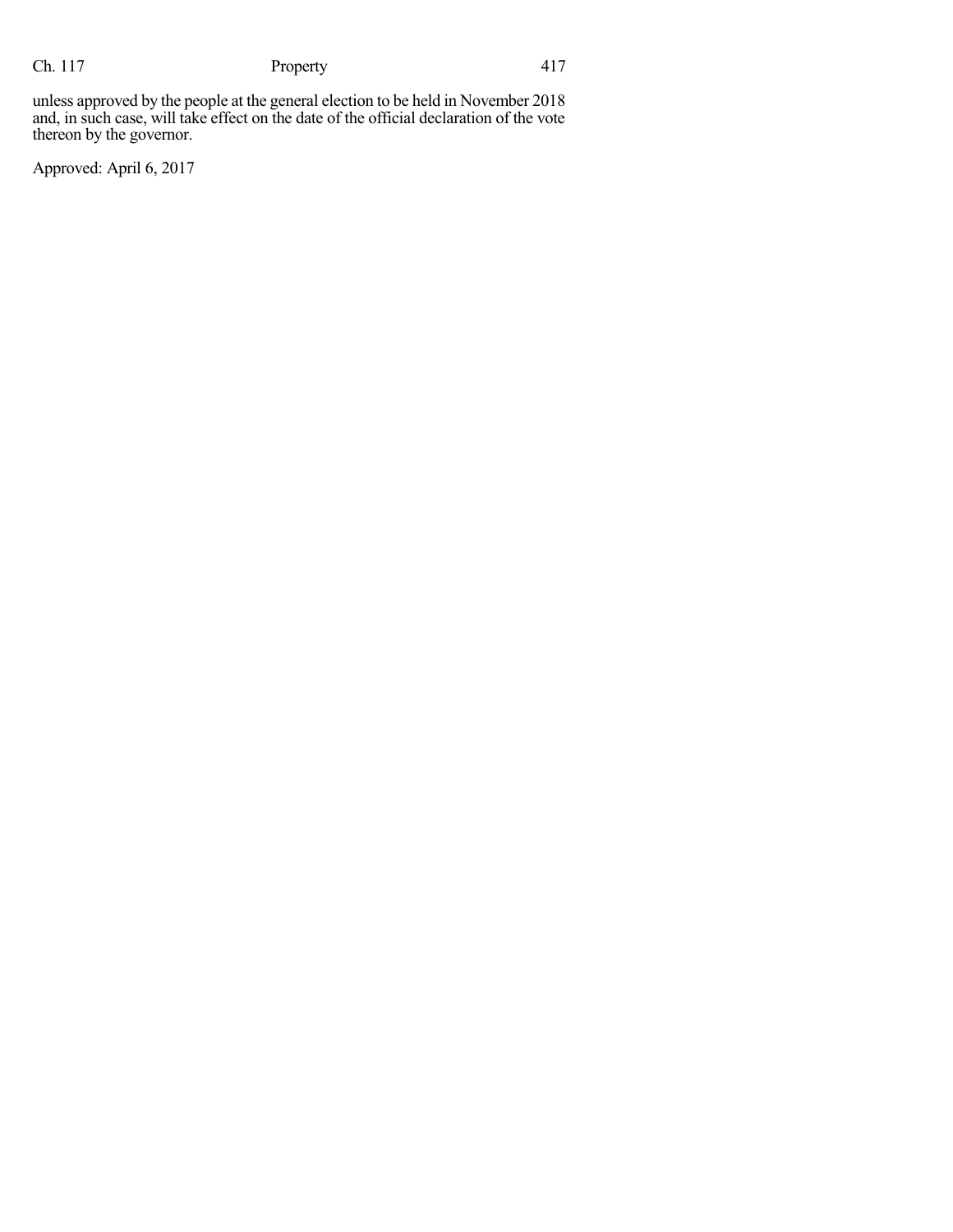unless approved by the people at the general election to be held in November 2018 and, in such case, will take effect on the date of the official declaration of the vote thereon by the governor.

Approved: April 6, 2017